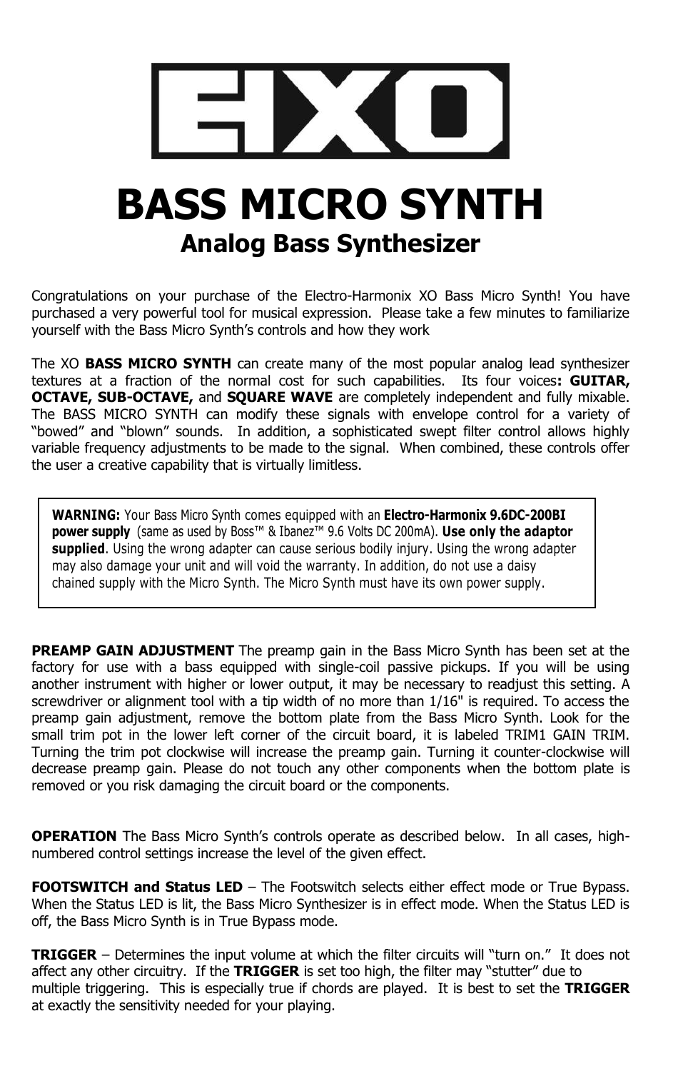# EHXO

# BASS MICRO SYNTH

## Analog Bass Synthesizer

Congratulations on your purchase of the Electro-Harmonix XO Bass Micro Synth! You have purchased a very powerful tool for musical expression. Please take a few minutes to familiarize yourself with the Bass Micro Synth's controls and how they work

The XO **BASS MICRO SYNTH** can create many of the most popular analog lead synthesizer textures at a fraction of the normal cost for such capabilities. Its four voices**: GUITAR, OCTAVE, SUB-OCTAVE,** and **SQUARE WAVE** are completely independent and fully mixable. The BASS MICRO SYNTH can modify these signals with envelope control for a variety of "bowed" and "blown" sounds. In addition, a sophisticated swept filter control allows highly variable frequency adjustments to be made to the signal. When combined, these controls offer the user a creative capability that is virtually limitless.

> **WARNING:** Your Bass Micro Synth comes equipped with an **Electro-Harmonix 9.6DC-200BI power supply** (same as used by Boss™ & Ibanez™ 9.6 Volts DC 200mA). **Use only the adaptor supplied**. Using the wrong adapter can cause serious bodily injury. Using the wrong adapter may also damage your unit and will void the warranty. In addition, do not use a daisy chained supply with the Micro Synth. The Micro Synth must have its own power supply.

**PREAMP GAIN ADJUSTMENT** The preamp gain in the Bass Micro Synth has been set at the factory for use with a bass equipped with single-coil passive pickups. If you will be using another instrument with higher or lower output, it may be necessary to readjust this setting. A screwdriver or alignment tool with a tip width of no more than 1/16" is required. To access the preamp gain adjustment, remove the bottom plate from the Bass Micro Synth. Look for the small trim pot in the lower left corner of the circuit board, it is labeled TRIM1 GAIN TRIM. Turning the trim pot clockwise will increase the preamp gain. Turning it counter-clockwise will decrease preamp gain. Please do not touch any other components when the bottom plate is removed or you risk damaging the circuit board or the components.

**OPERATION** The Bass Micro Synth's controls operate as described below. In all cases, high-numbered control settings increase the level of the given effect.

**FOOTSWITCH and Status LED** – The Footswitch selects either effect mode or True Bypass. When the Status LED is lit, the Bass Micro Synthesizer is in effect mode. When the Status LED is off, the Bass Micro Synth is in True Bypass mode.

**TRIGGER** – Determines the input volume at which the filter circuits will "turn on." It does not affect any other circuitry. If the **TRIGGER** is set too high, the filter may "stutter" due to multiple triggering. This is especially true if chords are played. It is best to set the **TRIGGER** at exactly the sensitivity needed for your playing.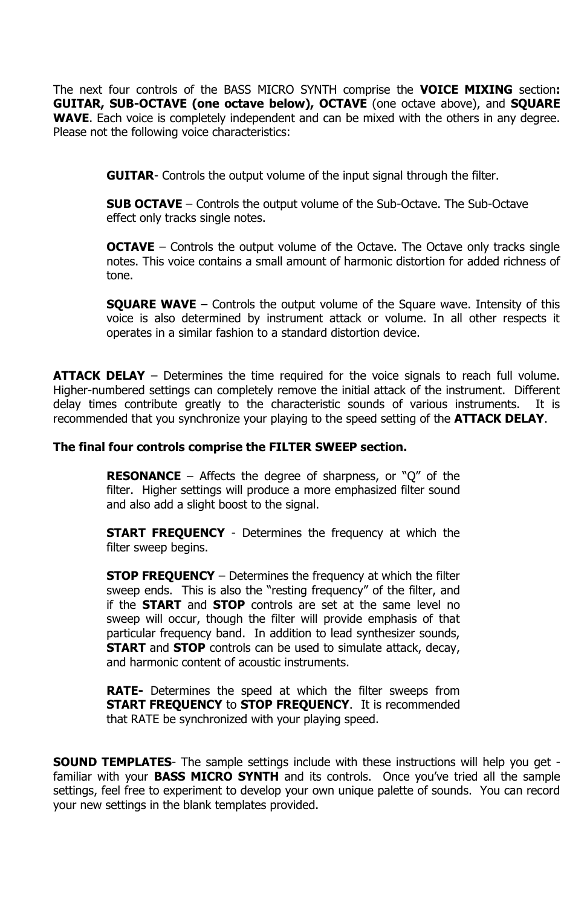The next four controls of the BASS MICRO SYNTH comprise the **VOICE MIXING** section**: GUITAR, SUB-OCTAVE (one octave below), OCTAVE** (one octave above), and **SQUARE WAVE**. Each voice is completely independent and can be mixed with the others in any degree. Please not the following voice characteristics:

**GUITAR**- Controls the output volume of the input signal through the filter.

**SUB OCTAVE** – Controls the output volume of the Sub-Octave. The Sub-Octave effect only tracks single notes.

**OCTAVE** – Controls the output volume of the Octave. The Octave only tracks single notes. This voice contains a small amount of harmonic distortion for added richness of tone.

**SQUARE WAVE** – Controls the output volume of the Square wave. Intensity of this voice is also determined by instrument attack or volume. In all other respects it operates in a similar fashion to a standard distortion device.

**ATTACK DELAY** – Determines the time required for the voice signals to reach full volume. Higher-numbered settings can completely remove the initial attack of the instrument. Different delay times contribute greatly to the characteristic sounds of various instruments. It is recommended that you synchronize your playing to the speed setting of the **ATTACK DELAY**.

**The final four controls comprise the FILTER SWEEP section.**

**RESONANCE** – Affects the degree of sharpness, or "Q" of the filter. Higher settings will produce a more emphasized filter sound and also add a slight boost to the signal.

**START FREQUENCY** - Determines the frequency at which the filter sweep begins.

**STOP FREQUENCY** – Determines the frequency at which the filter sweep ends. This is also the "resting frequency" of the filter, and if the **START** and **STOP** controls are set at the same level no sweep will occur, though the filter will provide emphasis of that particular frequency band. In addition to lead synthesizer sounds, **START** and **STOP** controls can be used to simulate attack, decay, and harmonic content of acoustic instruments.

**RATE-** Determines the speed at which the filter sweeps from **START FREQUENCY** to **STOP FREQUENCY**. It is recommended that RATE be synchronized with your playing speed.

**SOUND TEMPLATES**- The sample settings include with these instructions will help you get -familiar with your **BASS MICRO SYNTH** and its controls. Once you've tried all the sample settings, feel free to experiment to develop your own unique palette of sounds. You can record your new settings in the blank templates provided.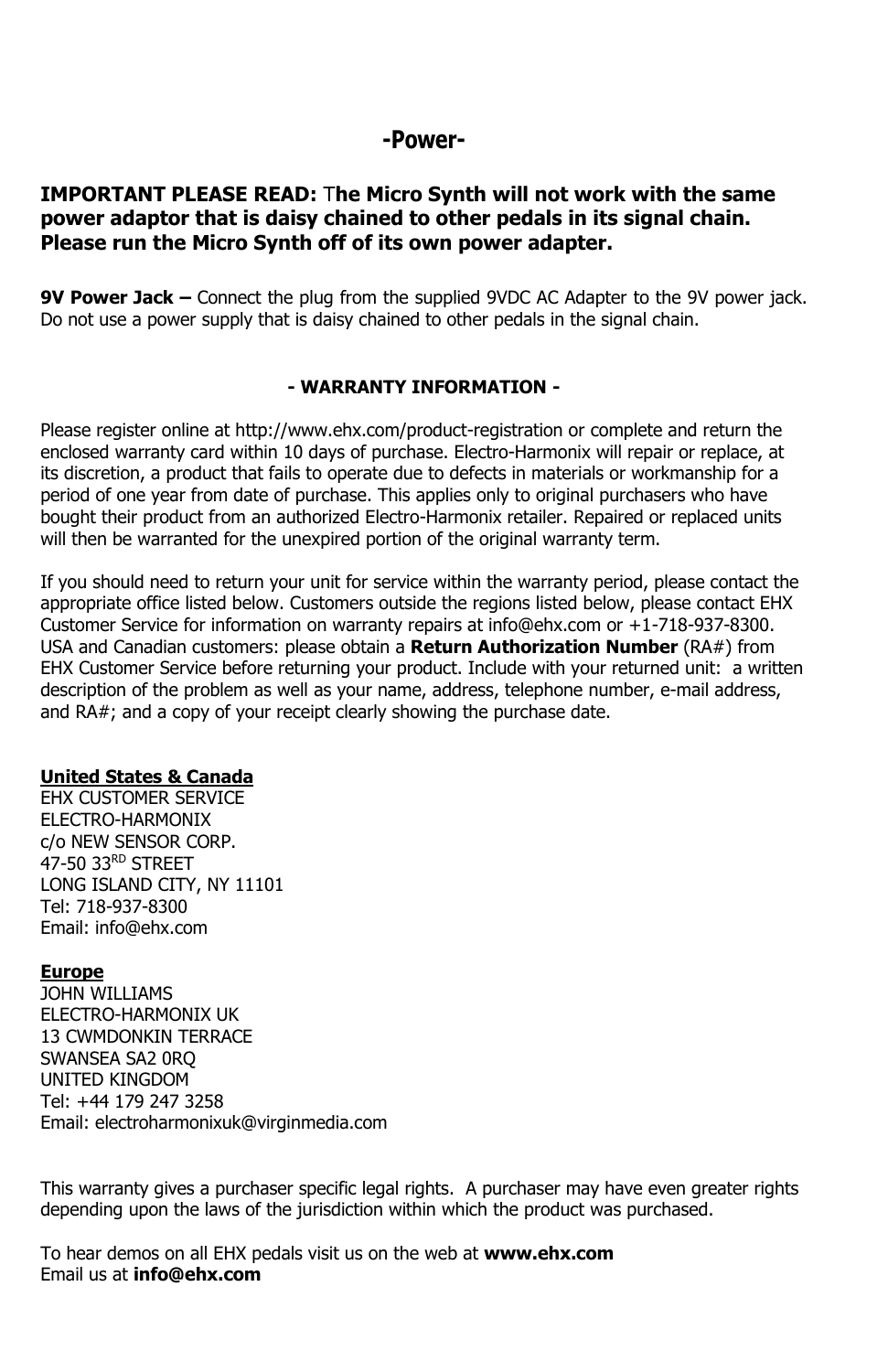## -Power-

**IMPORTANT PLEASE READ: The Micro Synth will not work with the same power adaptor that is daisy chained to other pedals in its signal chain. Please run the Micro Synth off of its own power adapter.**

**9V Power Jack –** Connect the plug from the supplied 9VDC AC Adapter to the 9V power jack. Do not use a power supply that is daisy chained to other pedals in the signal chain.

## - WARRANTY INFORMATION -

Please register online at http://www.ehx.com/product-registration or complete and return the enclosed warranty card within 10 days of purchase. Electro-Harmonix will repair or replace, at its discretion, a product that fails to operate due to defects in materials or workmanship for a period of one year from date of purchase. This applies only to original purchasers who have bought their product from an authorized Electro-Harmonix retailer. Repaired or replaced units will then be warranted for the unexpired portion of the original warranty term.

If you should need to return your unit for service within the warranty period, please contact the appropriate office listed below. Customers outside the regions listed below, please contact EHX Customer Service for information on warranty repairs at info@ehx.com or +1-718-937-8300. USA and Canadian customers: please obtain a **Return Authorization Number** (RA#) from EHX Customer Service before returning your product. Include with your returned unit: a written description of the problem as well as your name, address, telephone number, e-mail address, and RA#; and a copy of your receipt clearly showing the purchase date.

**United States & Canada**
EHX CUSTOMER SERVICE
ELECTRO-HARMONIX
c/o NEW SENSOR CORP.
47-50 33RD STREET
LONG ISLAND CITY, NY 11101
Tel: 718-937-8300
Email: info@ehx.com

**Europe**
JOHN WILLIAMS
ELECTRO-HARMONIX UK
13 CWMDONKIN TERRACE
SWANSEA SA2 0RQ
UNITED KINGDOM
Tel: +44 179 247 3258
Email: electroharmonixuk@virginmedia.com

This warranty gives a purchaser specific legal rights. A purchaser may have even greater rights depending upon the laws of the jurisdiction within which the product was purchased.

To hear demos on all EHX pedals visit us on the web at **www.ehx.com**
Email us at **info@ehx.com**